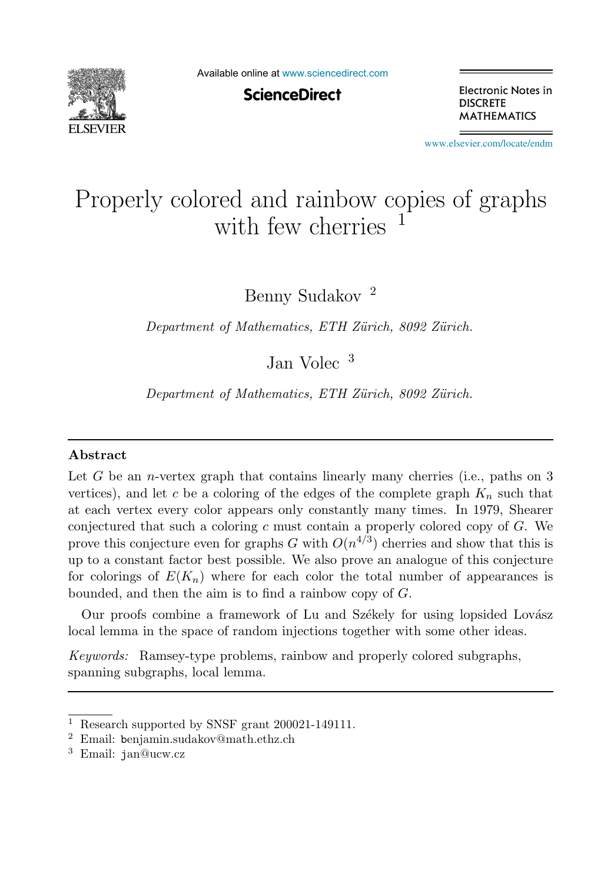# Properly colored and rainbow copies of graphs with few cherries [1]

Benny Sudakov [2]

*Department of Mathematics, ETH Zürich, 8092 Zürich.*

Jan Volec [3]

*Department of Mathematics, ETH Zürich, 8092 Zürich.*

---

## Abstract

Let $G$ be an $n$-vertex graph that contains linearly many cherries (i.e., paths on 3 vertices), and let $c$ be a coloring of the edges of the complete graph $K_n$ such that at each vertex every color appears only constantly many times. In 1979, Shearer conjectured that such a coloring $c$ must contain a properly colored copy of $G$. We prove this conjecture even for graphs $G$ with $O(n^{4/3})$ cherries and show that this is up to a constant factor best possible. We also prove an analogue of this conjecture for colorings of $E(K_n)$ where for each color the total number of appearances is bounded, and then the aim is to find a rainbow copy of $G$.

Our proofs combine a framework of Lu and Székely for using lopsided Lovász local lemma in the space of random injections together with some other ideas.

*Keywords:* Ramsey-type problems, rainbow and properly colored subgraphs, spanning subgraphs, local lemma.

---

[1] Research supported by SNSF grant 200021-149111.

[2] Email: benjamin.sudakov@math.ethz.ch

[3] Email: jan@ucw.cz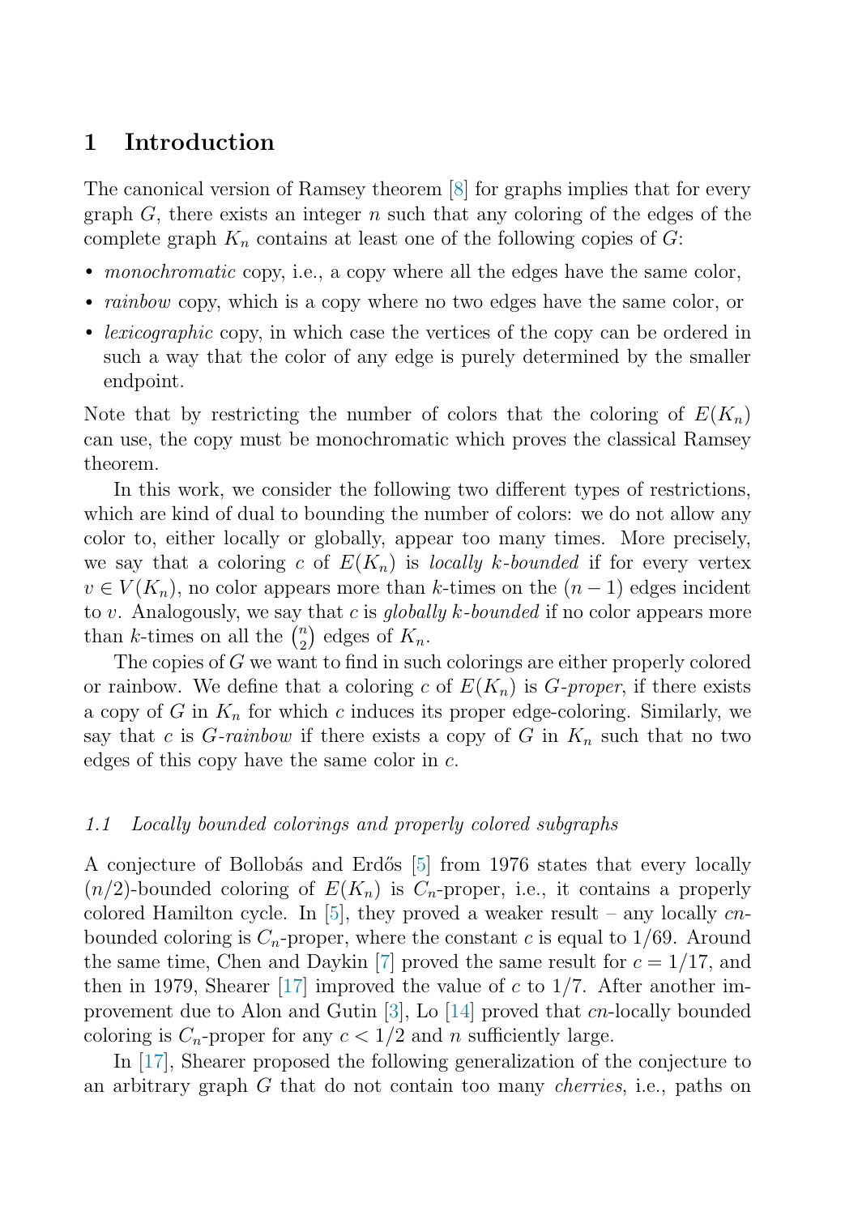## 1 Introduction

The canonical version of Ramsey theorem [8] for graphs implies that for every graph $G$, there exists an integer $n$ such that any coloring of the edges of the complete graph $K_n$ contains at least one of the following copies of $G$:

- *monochromatic* copy, i.e., a copy where all the edges have the same color,
- *rainbow* copy, which is a copy where no two edges have the same color, or
- *lexicographic* copy, in which case the vertices of the copy can be ordered in such a way that the color of any edge is purely determined by the smaller endpoint.

Note that by restricting the number of colors that the coloring of $E(K_n)$ can use, the copy must be monochromatic which proves the classical Ramsey theorem.

In this work, we consider the following two different types of restrictions, which are kind of dual to bounding the number of colors: we do not allow any color to, either locally or globally, appear too many times. More precisely, we say that a coloring $c$ of $E(K_n)$ is *locally $k$-bounded* if for every vertex $v \in V(K_n)$, no color appears more than $k$-times on the $(n-1)$ edges incident to $v$. Analogously, we say that $c$ is *globally $k$-bounded* if no color appears more than $k$-times on all the $\binom{n}{2}$ edges of $K_n$.

The copies of $G$ we want to find in such colorings are either properly colored or rainbow. We define that a coloring $c$ of $E(K_n)$ is *$G$-proper*, if there exists a copy of $G$ in $K_n$ for which $c$ induces its proper edge-coloring. Similarly, we say that $c$ is *$G$-rainbow* if there exists a copy of $G$ in $K_n$ such that no two edges of this copy have the same color in $c$.

### 1.1 Locally bounded colorings and properly colored subgraphs

A conjecture of Bollobás and Erdős [5] from 1976 states that every locally $(n/2)$-bounded coloring of $E(K_n)$ is $C_n$-proper, i.e., it contains a properly colored Hamilton cycle. In [5], they proved a weaker result – any locally $cn$-bounded coloring is $C_n$-proper, where the constant $c$ is equal to $1/69$. Around the same time, Chen and Daykin [7] proved the same result for $c = 1/17$, and then in 1979, Shearer [17] improved the value of $c$ to $1/7$. After another improvement due to Alon and Gutin [3], Lo [14] proved that $cn$-locally bounded coloring is $C_n$-proper for any $c < 1/2$ and $n$ sufficiently large.

In [17], Shearer proposed the following generalization of the conjecture to an arbitrary graph $G$ that do not contain too many *cherries*, i.e., paths on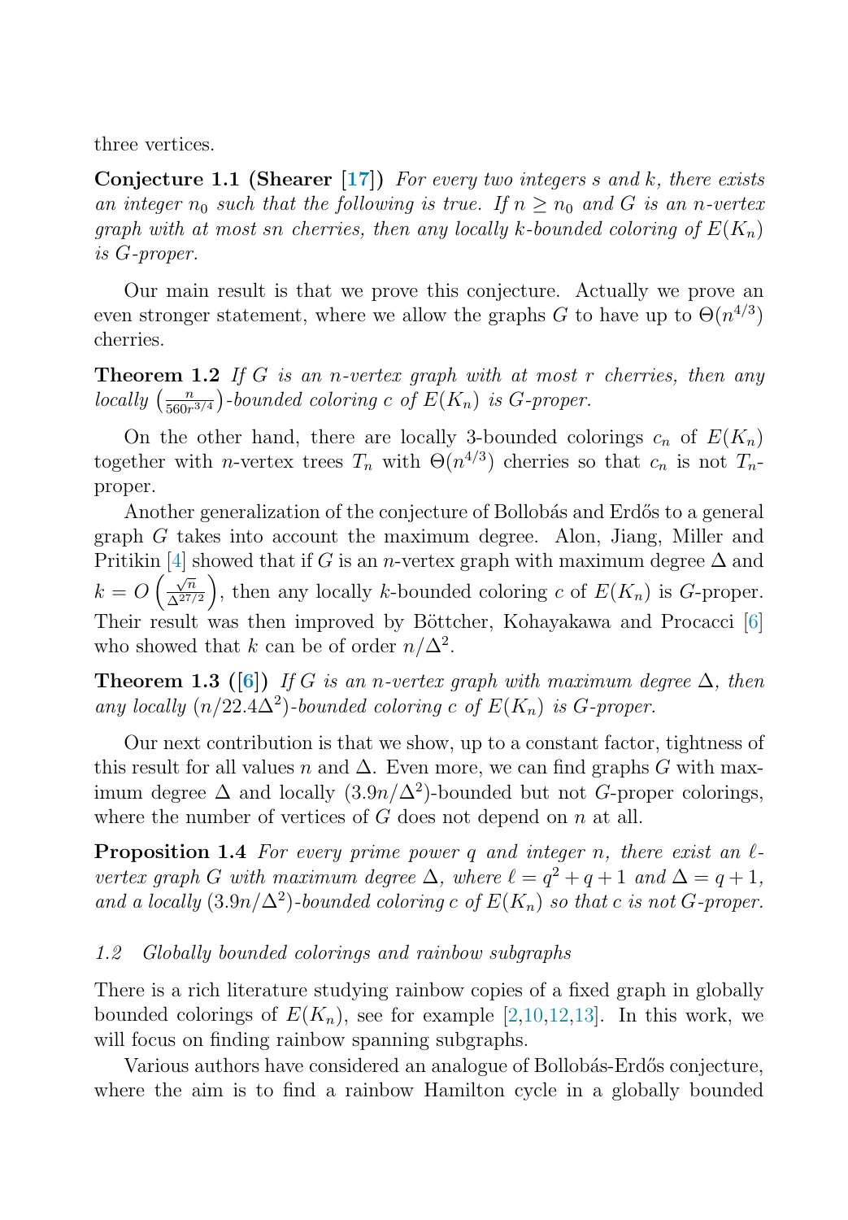three vertices.

**Conjecture 1.1 (Shearer [17])** *For every two integers $s$ and $k$, there exists an integer $n_0$ such that the following is true. If $n \geq n_0$ and $G$ is an $n$-vertex graph with at most $sn$ cherries, then any locally $k$-bounded coloring of $E(K_n)$ is $G$-proper.*

Our main result is that we prove this conjecture. Actually we prove an even stronger statement, where we allow the graphs $G$ to have up to $\Theta(n^{4/3})$ cherries.

**Theorem 1.2** *If $G$ is an $n$-vertex graph with at most $r$ cherries, then any locally $\left(\frac{n}{560r^{3/4}}\right)$-bounded coloring $c$ of $E(K_n)$ is $G$-proper.*

On the other hand, there are locally 3-bounded colorings $c_n$ of $E(K_n)$ together with $n$-vertex trees $T_n$ with $\Theta(n^{4/3})$ cherries so that $c_n$ is not $T_n$-proper.

Another generalization of the conjecture of Bollobás and Erdős to a general graph $G$ takes into account the maximum degree. Alon, Jiang, Miller and Pritikin [4] showed that if $G$ is an $n$-vertex graph with maximum degree $\Delta$ and $k = O\left(\frac{\sqrt{n}}{\Delta^{27/2}}\right)$, then any locally $k$-bounded coloring $c$ of $E(K_n)$ is $G$-proper. Their result was then improved by Böttcher, Kohayakawa and Procacci [6] who showed that $k$ can be of order $n/\Delta^2$.

**Theorem 1.3 ([6])** *If $G$ is an $n$-vertex graph with maximum degree $\Delta$, then any locally $(n/22.4\Delta^2)$-bounded coloring $c$ of $E(K_n)$ is $G$-proper.*

Our next contribution is that we show, up to a constant factor, tightness of this result for all values $n$ and $\Delta$. Even more, we can find graphs $G$ with maximum degree $\Delta$ and locally $(3.9n/\Delta^2)$-bounded but not $G$-proper colorings, where the number of vertices of $G$ does not depend on $n$ at all.

**Proposition 1.4** *For every prime power $q$ and integer $n$, there exist an $\ell$-vertex graph $G$ with maximum degree $\Delta$, where $\ell = q^2 + q + 1$ and $\Delta = q + 1$, and a locally $(3.9n/\Delta^2)$-bounded coloring $c$ of $E(K_n)$ so that $c$ is not $G$-proper.*

### *1.2 Globally bounded colorings and rainbow subgraphs*

There is a rich literature studying rainbow copies of a fixed graph in globally bounded colorings of $E(K_n)$, see for example [2,10,12,13]. In this work, we will focus on finding rainbow spanning subgraphs.

Various authors have considered an analogue of Bollobás-Erdős conjecture, where the aim is to find a rainbow Hamilton cycle in a globally bounded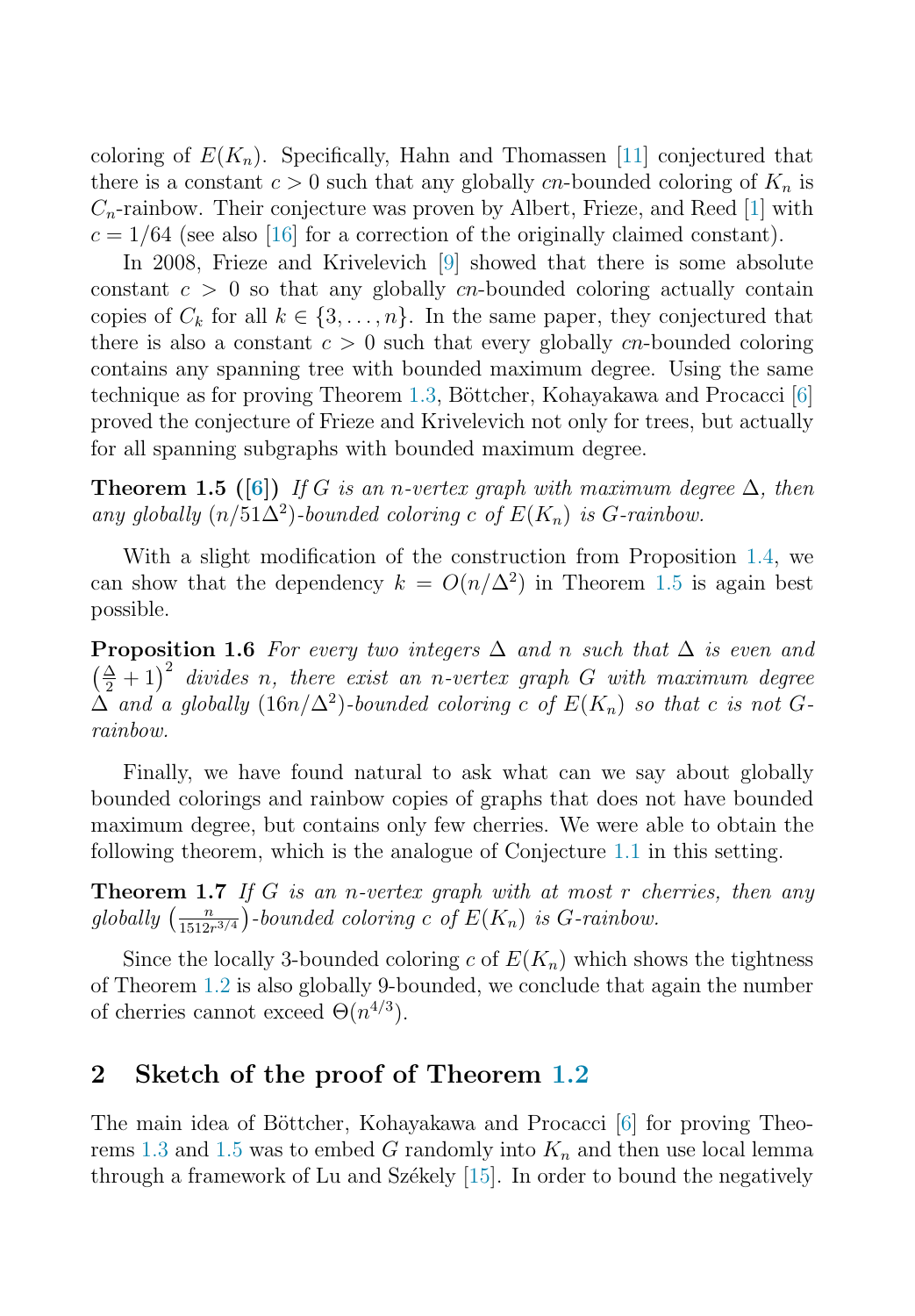coloring of $E(K_n)$. Specifically, Hahn and Thomassen [11] conjectured that there is a constant $c > 0$ such that any globally $cn$-bounded coloring of $K_n$ is $C_n$-rainbow. Their conjecture was proven by Albert, Frieze, and Reed [1] with $c = 1/64$ (see also [16] for a correction of the originally claimed constant).

In 2008, Frieze and Krivelevich [9] showed that there is some absolute constant $c > 0$ so that any globally $cn$-bounded coloring actually contain copies of $C_k$ for all $k \in \{3, \ldots, n\}$. In the same paper, they conjectured that there is also a constant $c > 0$ such that every globally $cn$-bounded coloring contains any spanning tree with bounded maximum degree. Using the same technique as for proving Theorem 1.3, Böttcher, Kohayakawa and Procacci [6] proved the conjecture of Frieze and Krivelevich not only for trees, but actually for all spanning subgraphs with bounded maximum degree.

**Theorem 1.5 ([6])** *If $G$ is an $n$-vertex graph with maximum degree $\Delta$, then any globally $(n/51\Delta^2)$-bounded coloring $c$ of $E(K_n)$ is $G$-rainbow.*

With a slight modification of the construction from Proposition 1.4, we can show that the dependency $k = O(n/\Delta^2)$ in Theorem 1.5 is again best possible.

**Proposition 1.6** *For every two integers $\Delta$ and $n$ such that $\Delta$ is even and $\left(\frac{\Delta}{2} + 1\right)^2$ divides $n$, there exist an $n$-vertex graph $G$ with maximum degree $\Delta$ and a globally $(16n/\Delta^2)$-bounded coloring $c$ of $E(K_n)$ so that $c$ is not $G$-rainbow.*

Finally, we have found natural to ask what can we say about globally bounded colorings and rainbow copies of graphs that does not have bounded maximum degree, but contains only few cherries. We were able to obtain the following theorem, which is the analogue of Conjecture 1.1 in this setting.

**Theorem 1.7** *If $G$ is an $n$-vertex graph with at most $r$ cherries, then any globally $\left(\frac{n}{1512r^{3/4}}\right)$-bounded coloring $c$ of $E(K_n)$ is $G$-rainbow.*

Since the locally 3-bounded coloring $c$ of $E(K_n)$ which shows the tightness of Theorem 1.2 is also globally 9-bounded, we conclude that again the number of cherries cannot exceed $\Theta(n^{4/3})$.

## 2 Sketch of the proof of Theorem 1.2

The main idea of Böttcher, Kohayakawa and Procacci [6] for proving Theorems 1.3 and 1.5 was to embed $G$ randomly into $K_n$ and then use local lemma through a framework of Lu and Székely [15]. In order to bound the negatively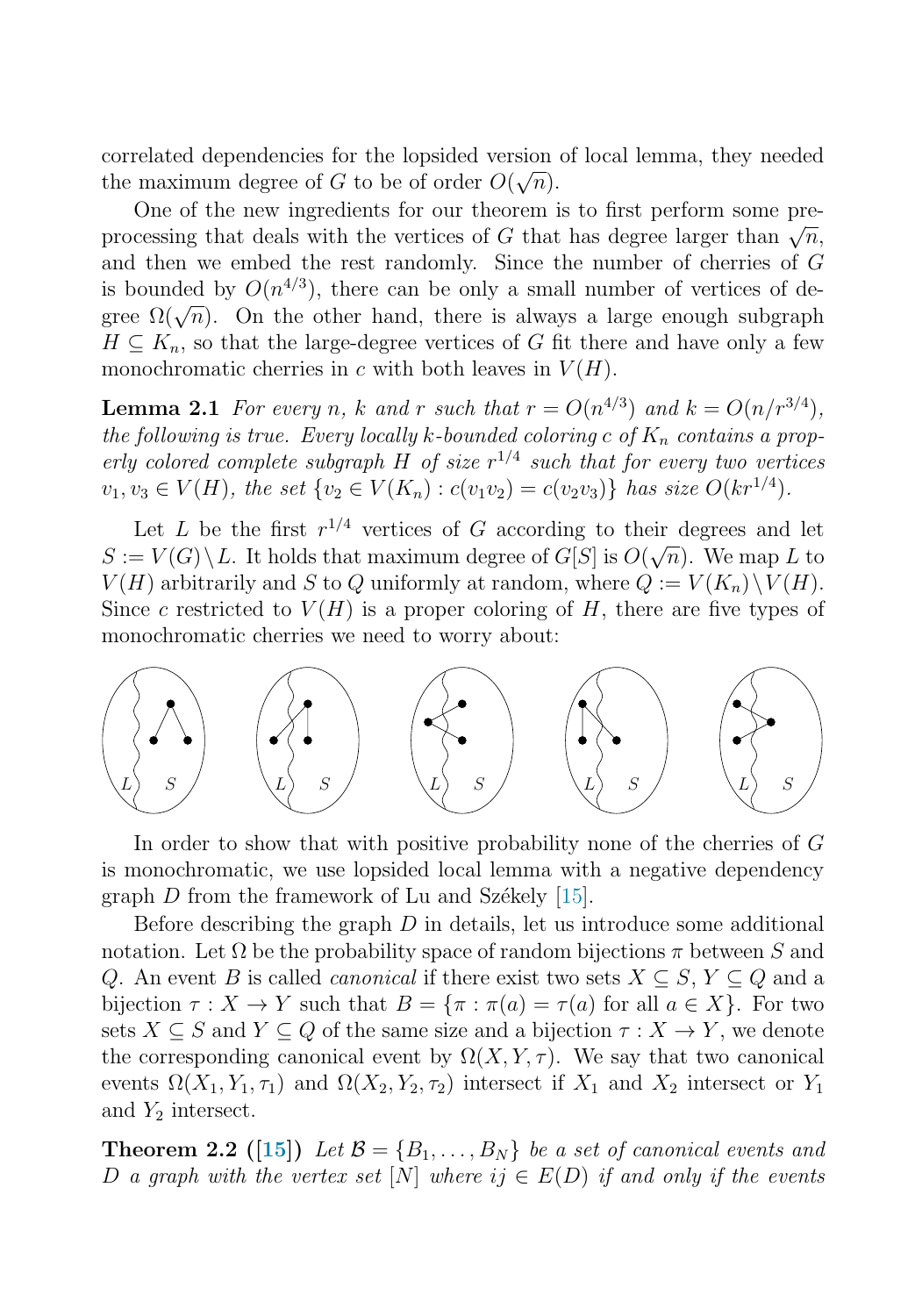correlated dependencies for the lopsided version of local lemma, they needed the maximum degree of $G$ to be of order $O(\sqrt{n})$.

One of the new ingredients for our theorem is to first perform some preprocessing that deals with the vertices of $G$ that has degree larger than $\sqrt{n}$, and then we embed the rest randomly. Since the number of cherries of $G$ is bounded by $O(n^{4/3})$, there can be only a small number of vertices of degree $\Omega(\sqrt{n})$. On the other hand, there is always a large enough subgraph $H \subseteq K_n$, so that the large-degree vertices of $G$ fit there and have only a few monochromatic cherries in $c$ with both leaves in $V(H)$.

**Lemma 2.1** *For every $n$, $k$ and $r$ such that $r = O(n^{4/3})$ and $k = O(n/r^{3/4})$, the following is true. Every locally $k$-bounded coloring $c$ of $K_n$ contains a properly colored complete subgraph $H$ of size $r^{1/4}$ such that for every two vertices $v_1, v_3 \in V(H)$, the set $\{v_2 \in V(K_n) : c(v_1v_2) = c(v_2v_3)\}$ has size $O(kr^{1/4})$.*

Let $L$ be the first $r^{1/4}$ vertices of $G$ according to their degrees and let $S := V(G) \setminus L$. It holds that maximum degree of $G[S]$ is $O(\sqrt{n})$. We map $L$ to $V(H)$ arbitrarily and $S$ to $Q$ uniformly at random, where $Q := V(K_n) \setminus V(H)$. Since $c$ restricted to $V(H)$ is a proper coloring of $H$, there are five types of monochromatic cherries we need to worry about:

In order to show that with positive probability none of the cherries of $G$ is monochromatic, we use lopsided local lemma with a negative dependency graph $D$ from the framework of Lu and Székely [15].

Before describing the graph $D$ in details, let us introduce some additional notation. Let $\Omega$ be the probability space of random bijections $\pi$ between $S$ and $Q$. An event $B$ is called *canonical* if there exist two sets $X \subseteq S$, $Y \subseteq Q$ and a bijection $\tau : X \to Y$ such that $B = \{\pi : \pi(a) = \tau(a) \text{ for all } a \in X\}$. For two sets $X \subseteq S$ and $Y \subseteq Q$ of the same size and a bijection $\tau : X \to Y$, we denote the corresponding canonical event by $\Omega(X, Y, \tau)$. We say that two canonical events $\Omega(X_1, Y_1, \tau_1)$ and $\Omega(X_2, Y_2, \tau_2)$ intersect if $X_1$ and $X_2$ intersect or $Y_1$ and $Y_2$ intersect.

**Theorem 2.2 ([15])** *Let $\mathcal{B} = \{B_1, \ldots, B_N\}$ be a set of canonical events and $D$ a graph with the vertex set $[N]$ where $ij \in E(D)$ if and only if the events*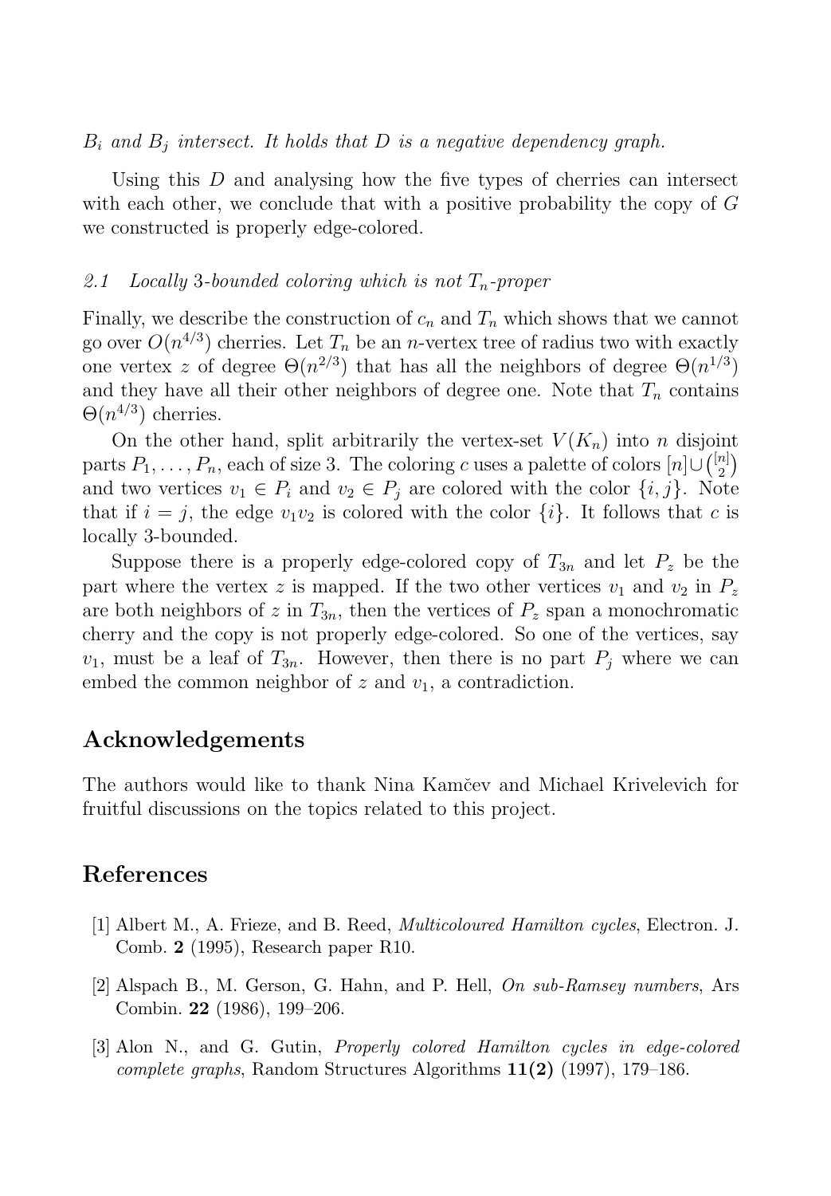*$B_i$ and $B_j$ intersect. It holds that $D$ is a negative dependency graph.*

Using this $D$ and analysing how the five types of cherries can intersect with each other, we conclude that with a positive probability the copy of $G$ we constructed is properly edge-colored.

### *2.1 Locally 3-bounded coloring which is not $T_n$-proper*

Finally, we describe the construction of $c_n$ and $T_n$ which shows that we cannot go over $O(n^{4/3})$ cherries. Let $T_n$ be an $n$-vertex tree of radius two with exactly one vertex $z$ of degree $\Theta(n^{2/3})$ that has all the neighbors of degree $\Theta(n^{1/3})$ and they have all their other neighbors of degree one. Note that $T_n$ contains $\Theta(n^{4/3})$ cherries.

On the other hand, split arbitrarily the vertex-set $V(K_n)$ into $n$ disjoint parts $P_1, \ldots, P_n$, each of size 3. The coloring $c$ uses a palette of colors $[n] \cup \binom{[n]}{2}$ and two vertices $v_1 \in P_i$ and $v_2 \in P_j$ are colored with the color $\{i, j\}$. Note that if $i = j$, the edge $v_1 v_2$ is colored with the color $\{i\}$. It follows that $c$ is locally 3-bounded.

Suppose there is a properly edge-colored copy of $T_{3n}$ and let $P_z$ be the part where the vertex $z$ is mapped. If the two other vertices $v_1$ and $v_2$ in $P_z$ are both neighbors of $z$ in $T_{3n}$, then the vertices of $P_z$ span a monochromatic cherry and the copy is not properly edge-colored. So one of the vertices, say $v_1$, must be a leaf of $T_{3n}$. However, then there is no part $P_j$ where we can embed the common neighbor of $z$ and $v_1$, a contradiction.

## Acknowledgements

The authors would like to thank Nina Kamčev and Michael Krivelevich for fruitful discussions on the topics related to this project.

## References

[1] Albert M., A. Frieze, and B. Reed, *Multicoloured Hamilton cycles*, Electron. J. Comb. **2** (1995), Research paper R10.

[2] Alspach B., M. Gerson, G. Hahn, and P. Hell, *On sub-Ramsey numbers*, Ars Combin. **22** (1986), 199–206.

[3] Alon N., and G. Gutin, *Properly colored Hamilton cycles in edge-colored complete graphs*, Random Structures Algorithms **11(2)** (1997), 179–186.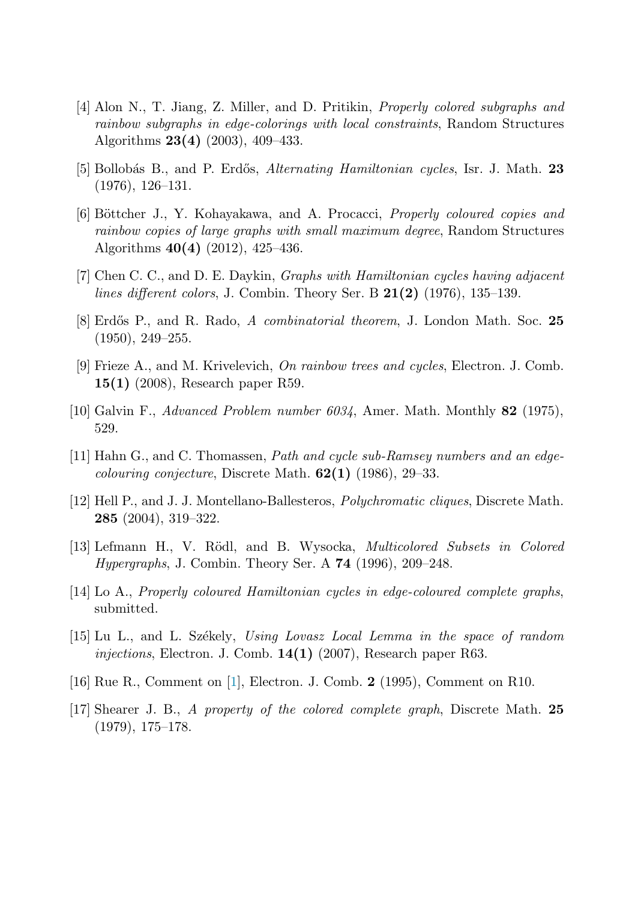[4] Alon N., T. Jiang, Z. Miller, and D. Pritikin, *Properly colored subgraphs and rainbow subgraphs in edge-colorings with local constraints*, Random Structures Algorithms **23(4)** (2003), 409–433.

[5] Bollobás B., and P. Erdős, *Alternating Hamiltonian cycles*, Isr. J. Math. **23** (1976), 126–131.

[6] Böttcher J., Y. Kohayakawa, and A. Procacci, *Properly coloured copies and rainbow copies of large graphs with small maximum degree*, Random Structures Algorithms **40(4)** (2012), 425–436.

[7] Chen C. C., and D. E. Daykin, *Graphs with Hamiltonian cycles having adjacent lines different colors*, J. Combin. Theory Ser. B **21(2)** (1976), 135–139.

[8] Erdős P., and R. Rado, *A combinatorial theorem*, J. London Math. Soc. **25** (1950), 249–255.

[9] Frieze A., and M. Krivelevich, *On rainbow trees and cycles*, Electron. J. Comb. **15(1)** (2008), Research paper R59.

[10] Galvin F., *Advanced Problem number 6034*, Amer. Math. Monthly **82** (1975), 529.

[11] Hahn G., and C. Thomassen, *Path and cycle sub-Ramsey numbers and an edge-colouring conjecture*, Discrete Math. **62(1)** (1986), 29–33.

[12] Hell P., and J. J. Montellano-Ballesteros, *Polychromatic cliques*, Discrete Math. **285** (2004), 319–322.

[13] Lefmann H., V. Rödl, and B. Wysocka, *Multicolored Subsets in Colored Hypergraphs*, J. Combin. Theory Ser. A **74** (1996), 209–248.

[14] Lo A., *Properly coloured Hamiltonian cycles in edge-coloured complete graphs*, submitted.

[15] Lu L., and L. Székely, *Using Lovasz Local Lemma in the space of random injections*, Electron. J. Comb. **14(1)** (2007), Research paper R63.

[16] Rue R., Comment on [1], Electron. J. Comb. **2** (1995), Comment on R10.

[17] Shearer J. B., *A property of the colored complete graph*, Discrete Math. **25** (1979), 175–178.